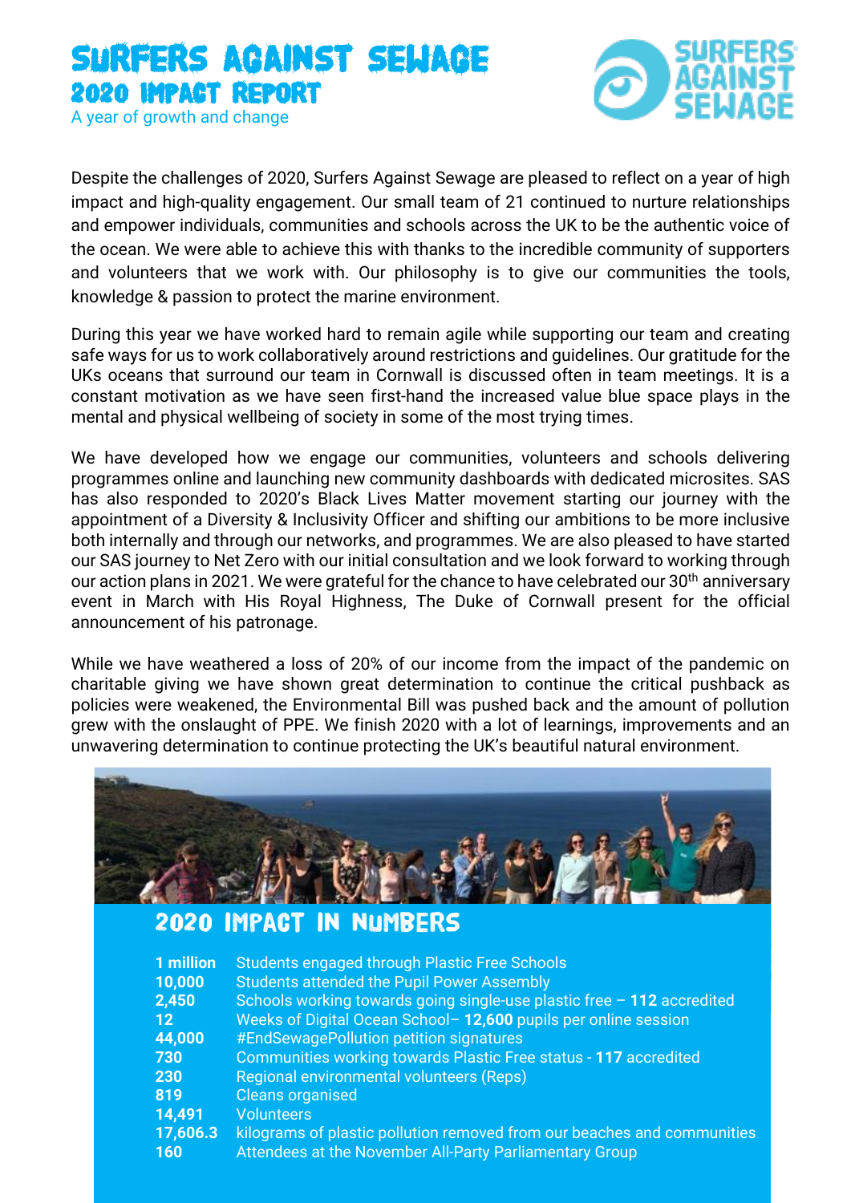# SURFERS AGAINST SEWAGE

## 2020 IMPACT REPORT

A year of growth and change

Despite the challenges of 2020, Surfers Against Sewage are pleased to reflect on a year of high impact and high-quality engagement. Our small team of 21 continued to nurture relationships and empower individuals, communities and schools across the UK to be the authentic voice of the ocean. We were able to achieve this with thanks to the incredible community of supporters and volunteers that we work with. Our philosophy is to give our communities the tools, knowledge & passion to protect the marine environment.

During this year we have worked hard to remain agile while supporting our team and creating safe ways for us to work collaboratively around restrictions and guidelines. Our gratitude for the UKs oceans that surround our team in Cornwall is discussed often in team meetings. It is a constant motivation as we have seen first-hand the increased value blue space plays in the mental and physical wellbeing of society in some of the most trying times.

We have developed how we engage our communities, volunteers and schools delivering programmes online and launching new community dashboards with dedicated microsites. SAS has also responded to 2020's Black Lives Matter movement starting our journey with the appointment of a Diversity & Inclusivity Officer and shifting our ambitions to be more inclusive both internally and through our networks, and programmes. We are also pleased to have started our SAS journey to Net Zero with our initial consultation and we look forward to working through our action plans in 2021. We were grateful for the chance to have celebrated our 30th anniversary event in March with His Royal Highness, The Duke of Cornwall present for the official announcement of his patronage.

While we have weathered a loss of 20% of our income from the impact of the pandemic on charitable giving we have shown great determination to continue the critical pushback as policies were weakened, the Environmental Bill was pushed back and the amount of pollution grew with the onslaught of PPE. We finish 2020 with a lot of learnings, improvements and an unwavering determination to continue protecting the UK's beautiful natural environment.

## 2020 IMPACT IN NUMBERS

| | |
|---|---|
| **1 million** | Students engaged through Plastic Free Schools |
| **10,000** | Students attended the Pupil Power Assembly |
| **2,450** | Schools working towards going single-use plastic free – **112** accredited |
| **12** | Weeks of Digital Ocean School– **12,600** pupils per online session |
| **44,000** | #EndSewagePollution petition signatures |
| **730** | Communities working towards Plastic Free status - **117** accredited |
| **230** | Regional environmental volunteers (Reps) |
| **819** | Cleans organised |
| **14,491** | Volunteers |
| **17,606.3** | kilograms of plastic pollution removed from our beaches and communities |
| **160** | Attendees at the November All-Party Parliamentary Group |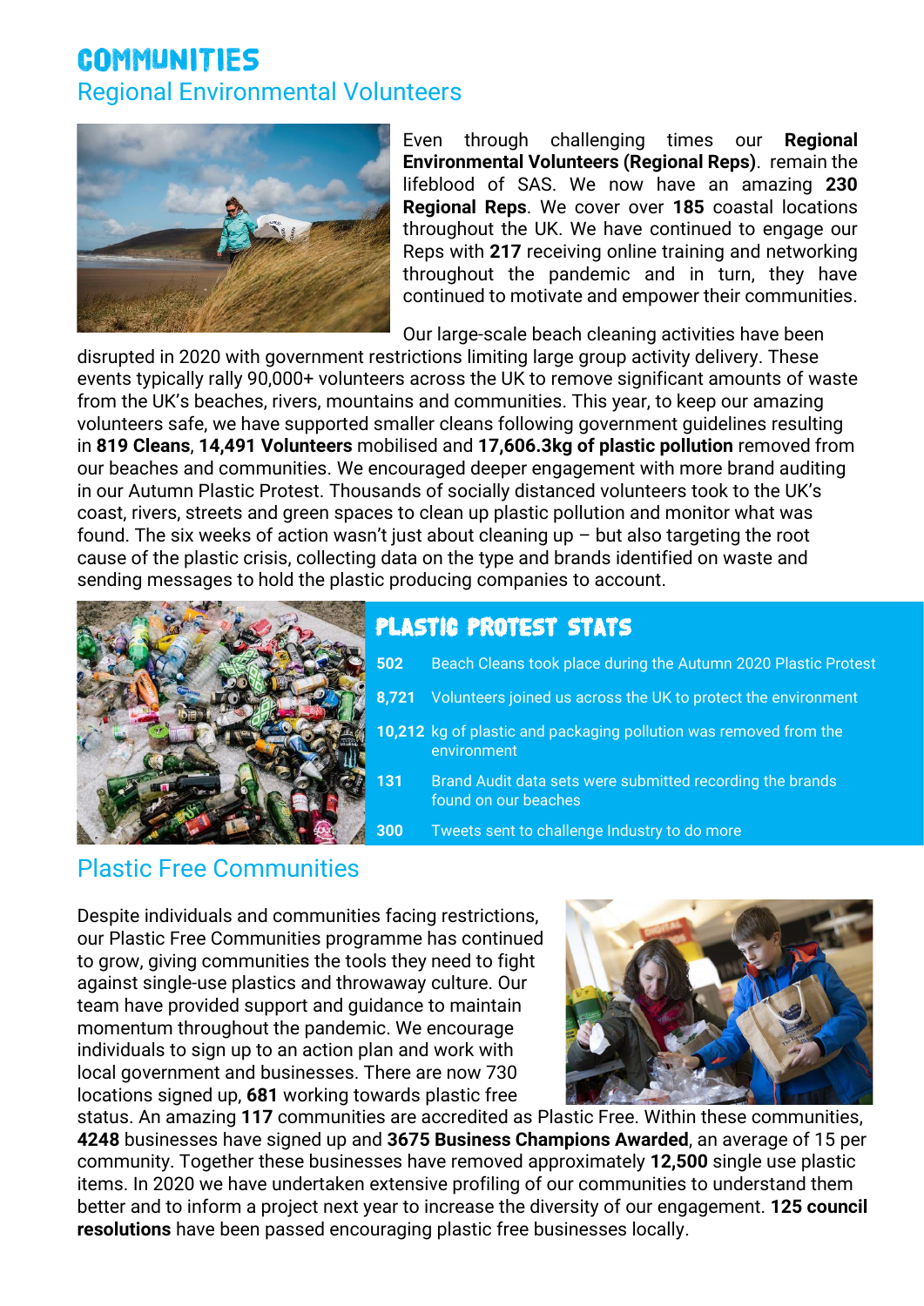# COMMUNITIES

## Regional Environmental Volunteers

Even through challenging times our **Regional Environmental Volunteers (Regional Reps)**. remain the lifeblood of SAS. We now have an amazing **230 Regional Reps**. We cover over **185** coastal locations throughout the UK. We have continued to engage our Reps with **217** receiving online training and networking throughout the pandemic and in turn, they have continued to motivate and empower their communities.

Our large-scale beach cleaning activities have been disrupted in 2020 with government restrictions limiting large group activity delivery. These events typically rally 90,000+ volunteers across the UK to remove significant amounts of waste from the UK's beaches, rivers, mountains and communities. This year, to keep our amazing volunteers safe, we have supported smaller cleans following government guidelines resulting in **819 Cleans**, **14,491 Volunteers** mobilised and **17,606.3kg of plastic pollution** removed from our beaches and communities. We encouraged deeper engagement with more brand auditing in our Autumn Plastic Protest. Thousands of socially distanced volunteers took to the UK's coast, rivers, streets and green spaces to clean up plastic pollution and monitor what was found. The six weeks of action wasn't just about cleaning up – but also targeting the root cause of the plastic crisis, collecting data on the type and brands identified on waste and sending messages to hold the plastic producing companies to account.

### PLASTIC PROTEST STATS

| | |
|---|---|
| **502** | Beach Cleans took place during the Autumn 2020 Plastic Protest |
| **8,721** | Volunteers joined us across the UK to protect the environment |
| **10,212** | kg of plastic and packaging pollution was removed from the environment |
| **131** | Brand Audit data sets were submitted recording the brands found on our beaches |
| **300** | Tweets sent to challenge Industry to do more |

## Plastic Free Communities

Despite individuals and communities facing restrictions, our Plastic Free Communities programme has continued to grow, giving communities the tools they need to fight against single-use plastics and throwaway culture. Our team have provided support and guidance to maintain momentum throughout the pandemic. We encourage individuals to sign up to an action plan and work with local government and businesses. There are now 730 locations signed up, **681** working towards plastic free status. An amazing **117** communities are accredited as Plastic Free. Within these communities, **4248** businesses have signed up and **3675 Business Champions Awarded**, an average of 15 per community. Together these businesses have removed approximately **12,500** single use plastic items. In 2020 we have undertaken extensive profiling of our communities to understand them better and to inform a project next year to increase the diversity of our engagement. **125 council resolutions** have been passed encouraging plastic free businesses locally.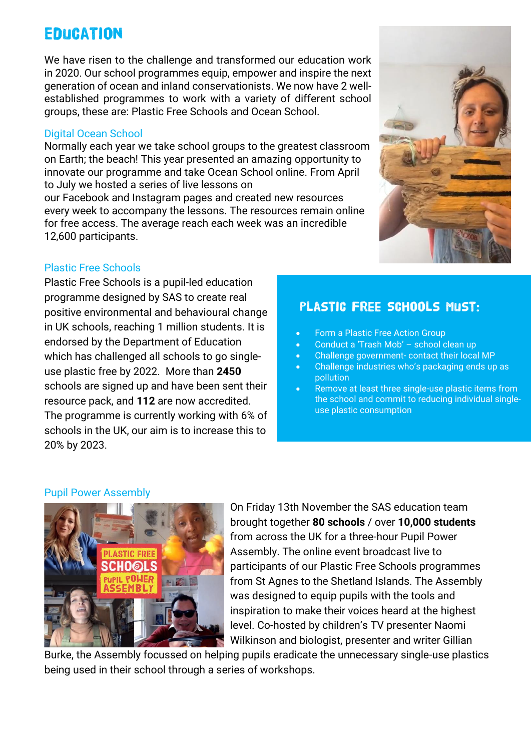# Education

We have risen to the challenge and transformed our education work in 2020. Our school programmes equip, empower and inspire the next generation of ocean and inland conservationists. We now have 2 well-established programmes to work with a variety of different school groups, these are: Plastic Free Schools and Ocean School.

## Digital Ocean School

Normally each year we take school groups to the greatest classroom on Earth; the beach! This year presented an amazing opportunity to innovate our programme and take Ocean School online. From April to July we hosted a series of live lessons on our Facebook and Instagram pages and created new resources every week to accompany the lessons. The resources remain online for free access. The average reach each week was an incredible 12,600 participants.

## Plastic Free Schools

Plastic Free Schools is a pupil-led education programme designed by SAS to create real positive environmental and behavioural change in UK schools, reaching 1 million students. It is endorsed by the Department of Education which has challenged all schools to go single-use plastic free by 2022. More than **2450** schools are signed up and have been sent their resource pack, and **112** are now accredited. The programme is currently working with 6% of schools in the UK, our aim is to increase this to 20% by 2023.

### Plastic Free Schools must:

- Form a Plastic Free Action Group
- Conduct a 'Trash Mob' – school clean up
- Challenge government- contact their local MP
- Challenge industries who's packaging ends up as pollution
- Remove at least three single-use plastic items from the school and commit to reducing individual single-use plastic consumption

## Pupil Power Assembly

On Friday 13th November the SAS education team brought together **80 schools** / over **10,000 students** from across the UK for a three-hour Pupil Power Assembly. The online event broadcast live to participants of our Plastic Free Schools programmes from St Agnes to the Shetland Islands. The Assembly was designed to equip pupils with the tools and inspiration to make their voices heard at the highest level. Co-hosted by children's TV presenter Naomi Wilkinson and biologist, presenter and writer Gillian Burke, the Assembly focussed on helping pupils eradicate the unnecessary single-use plastics being used in their school through a series of workshops.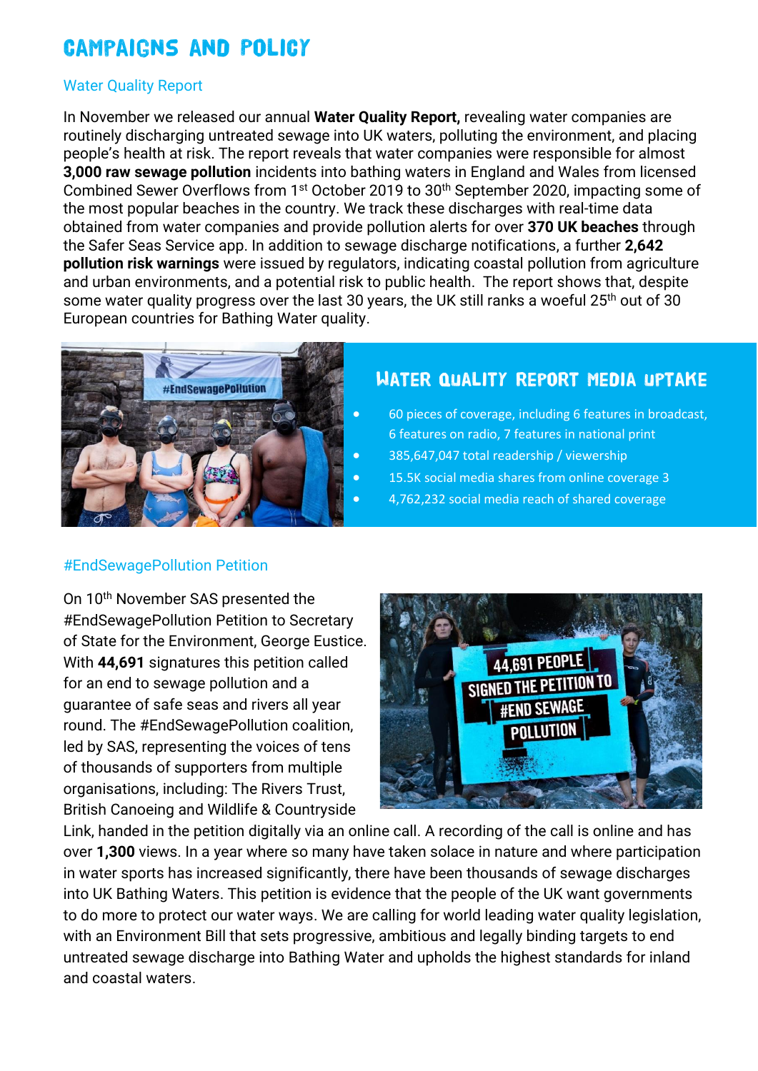# CAMPAIGNS AND POLICY

## Water Quality Report

In November we released our annual **Water Quality Report,** revealing water companies are routinely discharging untreated sewage into UK waters, polluting the environment, and placing people's health at risk. The report reveals that water companies were responsible for almost **3,000 raw sewage pollution** incidents into bathing waters in England and Wales from licensed Combined Sewer Overflows from 1st October 2019 to 30th September 2020, impacting some of the most popular beaches in the country. We track these discharges with real-time data obtained from water companies and provide pollution alerts for over **370 UK beaches** through the Safer Seas Service app. In addition to sewage discharge notifications, a further **2,642 pollution risk warnings** were issued by regulators, indicating coastal pollution from agriculture and urban environments, and a potential risk to public health. The report shows that, despite some water quality progress over the last 30 years, the UK still ranks a woeful 25th out of 30 European countries for Bathing Water quality.

### WATER QUALITY REPORT MEDIA UPTAKE

- 60 pieces of coverage, including 6 features in broadcast, 6 features on radio, 7 features in national print
- 385,647,047 total readership / viewership
- 15.5K social media shares from online coverage 3
- 4,762,232 social media reach of shared coverage

## #EndSewagePollution Petition

On 10th November SAS presented the #EndSewagePollution Petition to Secretary of State for the Environment, George Eustice. With **44,691** signatures this petition called for an end to sewage pollution and a guarantee of safe seas and rivers all year round. The #EndSewagePollution coalition, led by SAS, representing the voices of tens of thousands of supporters from multiple organisations, including: The Rivers Trust, British Canoeing and Wildlife & Countryside Link, handed in the petition digitally via an online call. A recording of the call is online and has over **1,300** views. In a year where so many have taken solace in nature and where participation in water sports has increased significantly, there have been thousands of sewage discharges into UK Bathing Waters. This petition is evidence that the people of the UK want governments to do more to protect our water ways. We are calling for world leading water quality legislation, with an Environment Bill that sets progressive, ambitious and legally binding targets to end untreated sewage discharge into Bathing Water and upholds the highest standards for inland and coastal waters.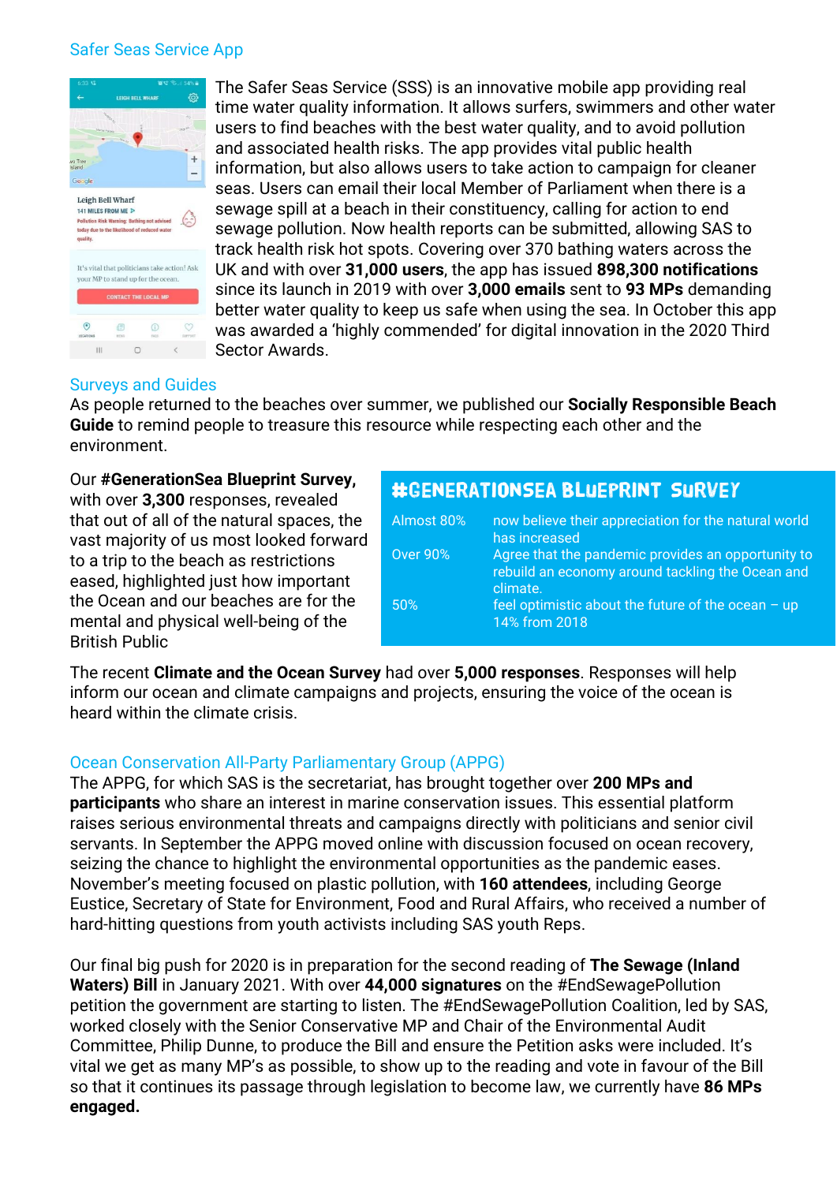## Safer Seas Service App

The Safer Seas Service (SSS) is an innovative mobile app providing real time water quality information. It allows surfers, swimmers and other water users to find beaches with the best water quality, and to avoid pollution and associated health risks. The app provides vital public health information, but also allows users to take action to campaign for cleaner seas. Users can email their local Member of Parliament when there is a sewage spill at a beach in their constituency, calling for action to end sewage pollution. Now health reports can be submitted, allowing SAS to track health risk hot spots. Covering over 370 bathing waters across the UK and with over **31,000 users**, the app has issued **898,300 notifications** since its launch in 2019 with over **3,000 emails** sent to **93 MPs** demanding better water quality to keep us safe when using the sea. In October this app was awarded a 'highly commended' for digital innovation in the 2020 Third Sector Awards.

## Surveys and Guides

As people returned to the beaches over summer, we published our **Socially Responsible Beach Guide** to remind people to treasure this resource while respecting each other and the environment.

Our **#GenerationSea Blueprint Survey,** with over **3,300** responses, revealed that out of all of the natural spaces, the vast majority of us most looked forward to a trip to the beach as restrictions eased, highlighted just how important the Ocean and our beaches are for the mental and physical well-being of the British Public

### #GENERATIONSEA BLUEPRINT SURVEY

| | |
|---|---|
| Almost 80% | now believe their appreciation for the natural world has increased |
| Over 90% | Agree that the pandemic provides an opportunity to rebuild an economy around tackling the Ocean and climate. |
| 50% | feel optimistic about the future of the ocean – up 14% from 2018 |

The recent **Climate and the Ocean Survey** had over **5,000 responses**. Responses will help inform our ocean and climate campaigns and projects, ensuring the voice of the ocean is heard within the climate crisis.

## Ocean Conservation All-Party Parliamentary Group (APPG)

The APPG, for which SAS is the secretariat, has brought together over **200 MPs and participants** who share an interest in marine conservation issues. This essential platform raises serious environmental threats and campaigns directly with politicians and senior civil servants. In September the APPG moved online with discussion focused on ocean recovery, seizing the chance to highlight the environmental opportunities as the pandemic eases. November's meeting focused on plastic pollution, with **160 attendees**, including George Eustice, Secretary of State for Environment, Food and Rural Affairs, who received a number of hard-hitting questions from youth activists including SAS youth Reps.

Our final big push for 2020 is in preparation for the second reading of **The Sewage (Inland Waters) Bill** in January 2021. With over **44,000 signatures** on the #EndSewagePollution petition the government are starting to listen. The #EndSewagePollution Coalition, led by SAS, worked closely with the Senior Conservative MP and Chair of the Environmental Audit Committee, Philip Dunne, to produce the Bill and ensure the Petition asks were included. It's vital we get as many MP's as possible, to show up to the reading and vote in favour of the Bill so that it continues its passage through legislation to become law, we currently have **86 MPs engaged.**